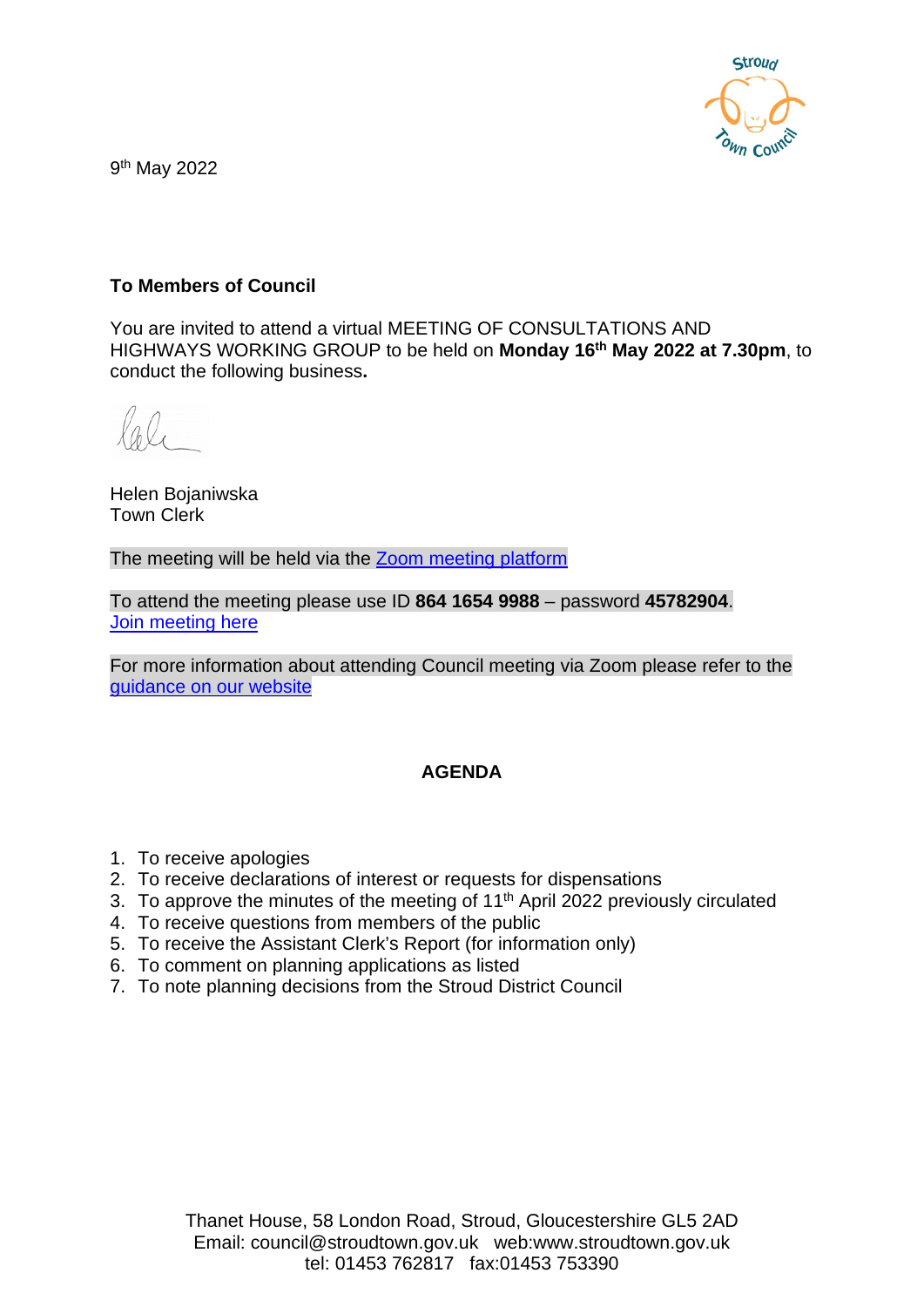9th May 2022

**To Members of Council**

You are invited to attend a virtual MEETING OF CONSULTATIONS AND HIGHWAYS WORKING GROUP to be held on **Monday 16th May 2022 at 7.30pm**, to conduct the following business**.**

Helen Bojaniwska
Town Clerk

The meeting will be held via the Zoom meeting platform

To attend the meeting please use ID **864 1654 9988** – password **45782904**.
Join meeting here

For more information about attending Council meeting via Zoom please refer to the guidance on our website

## AGENDA

1. To receive apologies
2. To receive declarations of interest or requests for dispensations
3. To approve the minutes of the meeting of 11th April 2022 previously circulated
4. To receive questions from members of the public
5. To receive the Assistant Clerk's Report (for information only)
6. To comment on planning applications as listed
7. To note planning decisions from the Stroud District Council

Thanet House, 58 London Road, Stroud, Gloucestershire GL5 2AD
Email: council@stroudtown.gov.uk web:www.stroudtown.gov.uk
tel: 01453 762817 fax:01453 753390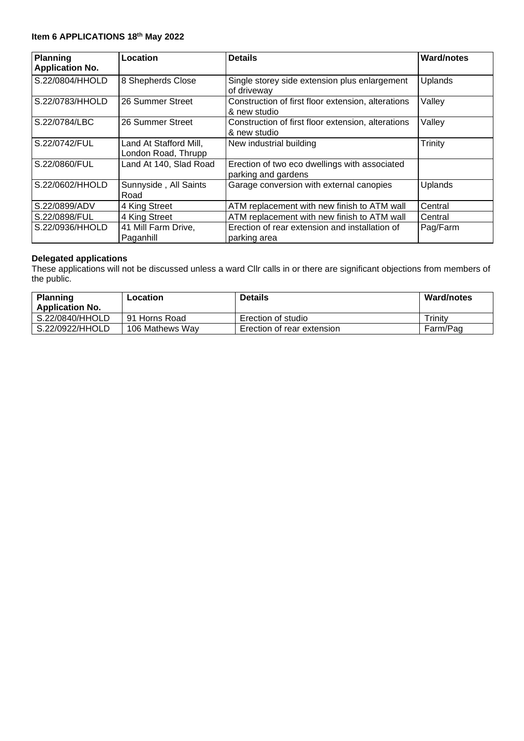**Item 6 APPLICATIONS 18th May 2022**

| Planning Application No. | Location | Details | Ward/notes |
|---|---|---|---|
| S.22/0804/HHOLD | 8 Shepherds Close | Single storey side extension plus enlargement of driveway | Uplands |
| S.22/0783/HHOLD | 26 Summer Street | Construction of first floor extension, alterations & new studio | Valley |
| S.22/0784/LBC | 26 Summer Street | Construction of first floor extension, alterations & new studio | Valley |
| S.22/0742/FUL | Land At Stafford Mill, London Road, Thrupp | New industrial building | Trinity |
| S.22/0860/FUL | Land At 140, Slad Road | Erection of two eco dwellings with associated parking and gardens | |
| S.22/0602/HHOLD | Sunnyside , All Saints Road | Garage conversion with external canopies | Uplands |
| S.22/0899/ADV | 4 King Street | ATM replacement with new finish to ATM wall | Central |
| S.22/0898/FUL | 4 King Street | ATM replacement with new finish to ATM wall | Central |
| S.22/0936/HHOLD | 41 Mill Farm Drive, Paganhill | Erection of rear extension and installation of parking area | Pag/Farm |

**Delegated applications**

These applications will not be discussed unless a ward Cllr calls in or there are significant objections from members of the public.

| Planning Application No. | Location | Details | Ward/notes |
|---|---|---|---|
| S.22/0840/HHOLD | 91 Horns Road | Erection of studio | Trinity |
| S.22/0922/HHOLD | 106 Mathews Way | Erection of rear extension | Farm/Pag |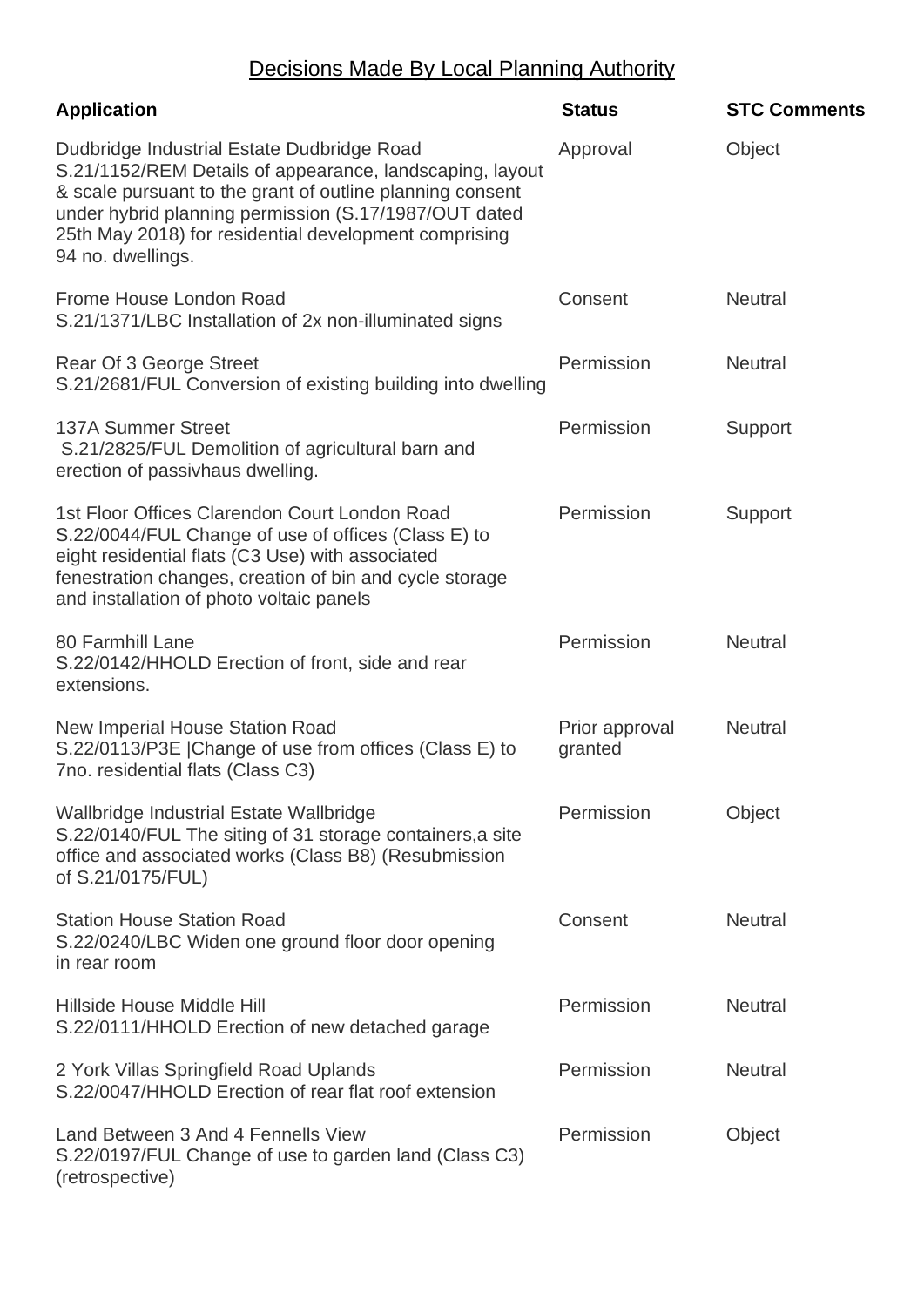## Decisions Made By Local Planning Authority

| Application | Status | STC Comments |
|---|---|---|
| Dudbridge Industrial Estate Dudbridge Road S.21/1152/REM Details of appearance, landscaping, layout & scale pursuant to the grant of outline planning consent under hybrid planning permission (S.17/1987/OUT dated 25th May 2018) for residential development comprising 94 no. dwellings. | Approval | Object |
| Frome House London Road S.21/1371/LBC Installation of 2x non-illuminated signs | Consent | Neutral |
| Rear Of 3 George Street S.21/2681/FUL Conversion of existing building into dwelling | Permission | Neutral |
| 137A Summer Street S.21/2825/FUL Demolition of agricultural barn and erection of passivhaus dwelling. | Permission | Support |
| 1st Floor Offices Clarendon Court London Road S.22/0044/FUL Change of use of offices (Class E) to eight residential flats (C3 Use) with associated fenestration changes, creation of bin and cycle storage and installation of photo voltaic panels | Permission | Support |
| 80 Farmhill Lane S.22/0142/HHOLD Erection of front, side and rear extensions. | Permission | Neutral |
| New Imperial House Station Road S.22/0113/P3E \|Change of use from offices (Class E) to 7no. residential flats (Class C3) | Prior approval granted | Neutral |
| Wallbridge Industrial Estate Wallbridge S.22/0140/FUL The siting of 31 storage containers,a site office and associated works (Class B8) (Resubmission of S.21/0175/FUL) | Permission | Object |
| Station House Station Road S.22/0240/LBC Widen one ground floor door opening in rear room | Consent | Neutral |
| Hillside House Middle Hill S.22/0111/HHOLD Erection of new detached garage | Permission | Neutral |
| 2 York Villas Springfield Road Uplands S.22/0047/HHOLD Erection of rear flat roof extension | Permission | Neutral |
| Land Between 3 And 4 Fennells View S.22/0197/FUL Change of use to garden land (Class C3) (retrospective) | Permission | Object |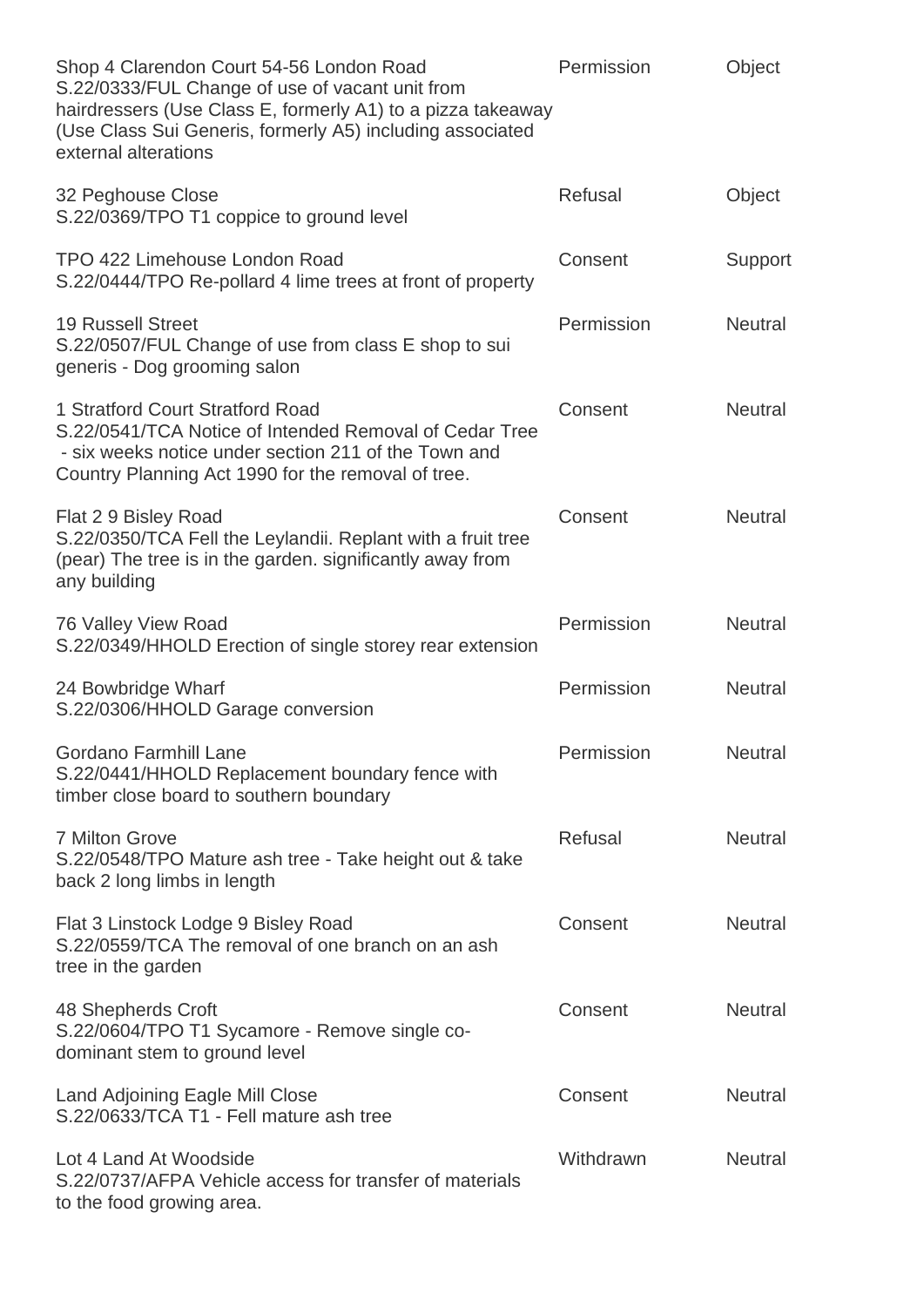| | | |
|---|---|---|
| Shop 4 Clarendon Court 54-56 London Road<br>S.22/0333/FUL Change of use of vacant unit from hairdressers (Use Class E, formerly A1) to a pizza takeaway (Use Class Sui Generis, formerly A5) including associated external alterations | Permission | Object |
| 32 Peghouse Close<br>S.22/0369/TPO T1 coppice to ground level | Refusal | Object |
| TPO 422 Limehouse London Road<br>S.22/0444/TPO Re-pollard 4 lime trees at front of property | Consent | Support |
| 19 Russell Street<br>S.22/0507/FUL Change of use from class E shop to sui generis - Dog grooming salon | Permission | Neutral |
| 1 Stratford Court Stratford Road<br>S.22/0541/TCA Notice of Intended Removal of Cedar Tree - six weeks notice under section 211 of the Town and Country Planning Act 1990 for the removal of tree. | Consent | Neutral |
| Flat 2 9 Bisley Road<br>S.22/0350/TCA Fell the Leylandii. Replant with a fruit tree (pear) The tree is in the garden. significantly away from any building | Consent | Neutral |
| 76 Valley View Road<br>S.22/0349/HHOLD Erection of single storey rear extension | Permission | Neutral |
| 24 Bowbridge Wharf<br>S.22/0306/HHOLD Garage conversion | Permission | Neutral |
| Gordano Farmhill Lane<br>S.22/0441/HHOLD Replacement boundary fence with timber close board to southern boundary | Permission | Neutral |
| 7 Milton Grove<br>S.22/0548/TPO Mature ash tree - Take height out & take back 2 long limbs in length | Refusal | Neutral |
| Flat 3 Linstock Lodge 9 Bisley Road<br>S.22/0559/TCA The removal of one branch on an ash tree in the garden | Consent | Neutral |
| 48 Shepherds Croft<br>S.22/0604/TPO T1 Sycamore - Remove single co-dominant stem to ground level | Consent | Neutral |
| Land Adjoining Eagle Mill Close<br>S.22/0633/TCA T1 - Fell mature ash tree | Consent | Neutral |
| Lot 4 Land At Woodside<br>S.22/0737/AFPA Vehicle access for transfer of materials to the food growing area. | Withdrawn | Neutral |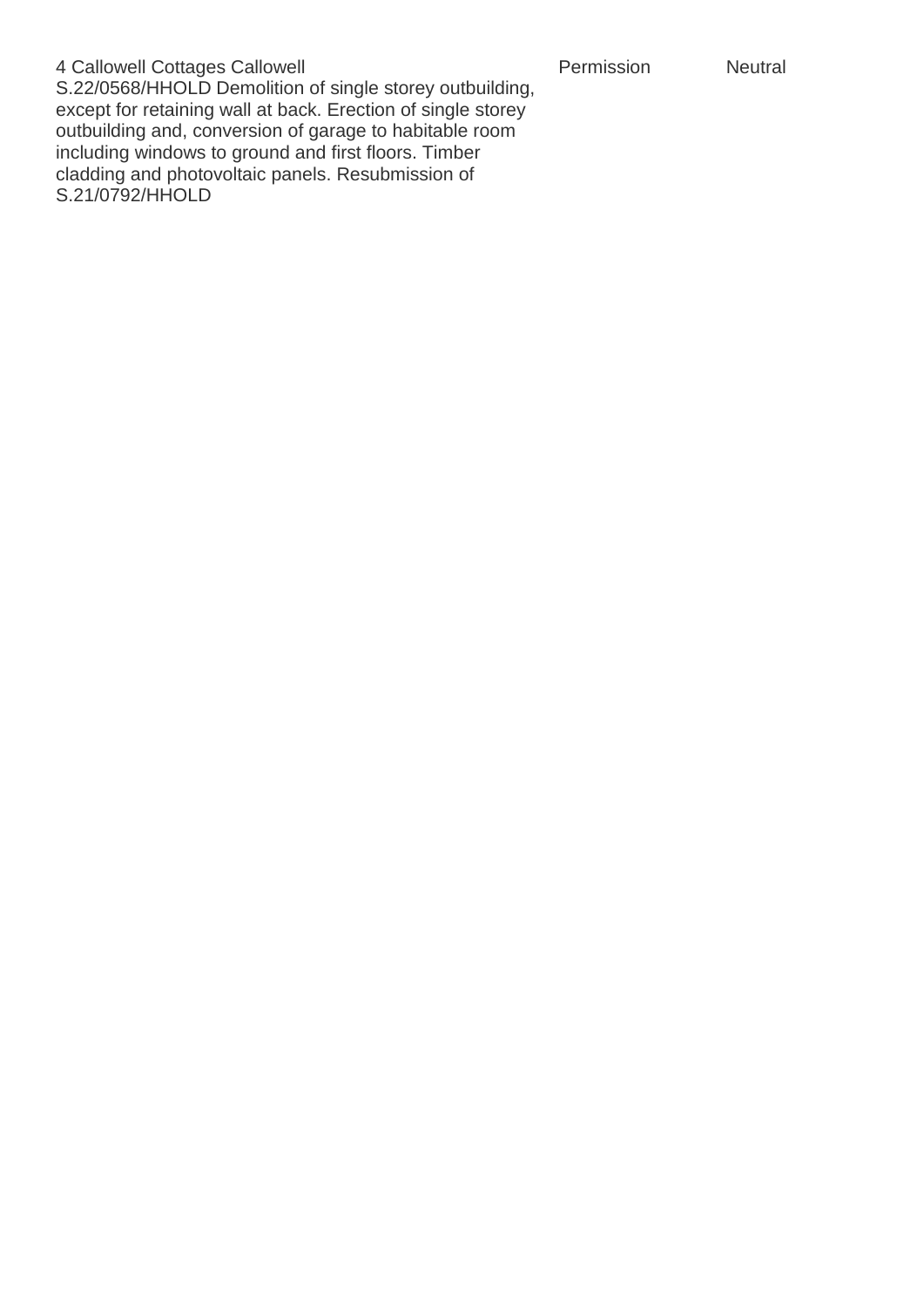| | | |
|---|---|---|
| 4 Callowell Cottages Callowell<br>S.22/0568/HHOLD Demolition of single storey outbuilding, except for retaining wall at back. Erection of single storey outbuilding and, conversion of garage to habitable room including windows to ground and first floors. Timber cladding and photovoltaic panels. Resubmission of S.21/0792/HHOLD | Permission | Neutral |